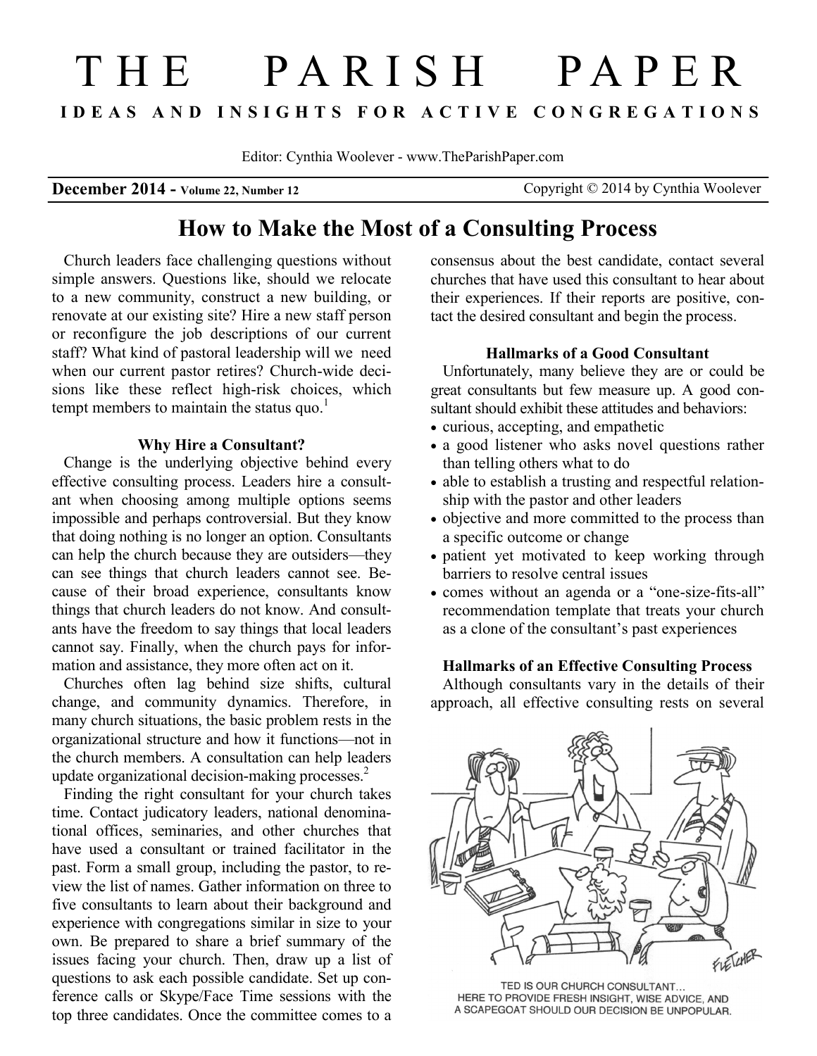// THE PARISH PAPER

**IDEAS AND INSIGHTS FOR ACTIVE CONGREGATIONS**

Editor: Cynthia Woolever - www.TheParishPaper.com

**December 2014 - Volume 22, Number 12** Copyright © 2014 by Cynthia Woolever

## How to Make the Most of a Consulting Process

Church leaders face challenging questions without simple answers. Questions like, should we relocate to a new community, construct a new building, or renovate at our existing site? Hire a new staff person or reconfigure the job descriptions of our current staff? What kind of pastoral leadership will we need when our current pastor retires? Church-wide decisions like these reflect high-risk choices, which tempt members to maintain the status quo.[1]

### Why Hire a Consultant?

Change is the underlying objective behind every effective consulting process. Leaders hire a consultant when choosing among multiple options seems impossible and perhaps controversial. But they know that doing nothing is no longer an option. Consultants can help the church because they are outsiders—they can see things that church leaders cannot see. Because of their broad experience, consultants know things that church leaders do not know. And consultants have the freedom to say things that local leaders cannot say. Finally, when the church pays for information and assistance, they more often act on it.

Churches often lag behind size shifts, cultural change, and community dynamics. Therefore, in many church situations, the basic problem rests in the organizational structure and how it functions—not in the church members. A consultation can help leaders update organizational decision-making processes.[2]

Finding the right consultant for your church takes time. Contact judicatory leaders, national denominational offices, seminaries, and other churches that have used a consultant or trained facilitator in the past. Form a small group, including the pastor, to review the list of names. Gather information on three to five consultants to learn about their background and experience with congregations similar in size to your own. Be prepared to share a brief summary of the issues facing your church. Then, draw up a list of questions to ask each possible candidate. Set up conference calls or Skype/Face Time sessions with the top three candidates. Once the committee comes to a consensus about the best candidate, contact several churches that have used this consultant to hear about their experiences. If their reports are positive, contact the desired consultant and begin the process.

### Hallmarks of a Good Consultant

Unfortunately, many believe they are or could be great consultants but few measure up. A good consultant should exhibit these attitudes and behaviors:

- curious, accepting, and empathetic
- a good listener who asks novel questions rather than telling others what to do
- able to establish a trusting and respectful relationship with the pastor and other leaders
- objective and more committed to the process than a specific outcome or change
- patient yet motivated to keep working through barriers to resolve central issues
- comes without an agenda or a "one-size-fits-all" recommendation template that treats your church as a clone of the consultant's past experiences

### Hallmarks of an Effective Consulting Process

Although consultants vary in the details of their approach, all effective consulting rests on several

TED IS OUR CHURCH CONSULTANT... HERE TO PROVIDE FRESH INSIGHT, WISE ADVICE, AND A SCAPEGOAT SHOULD OUR DECISION BE UNPOPULAR.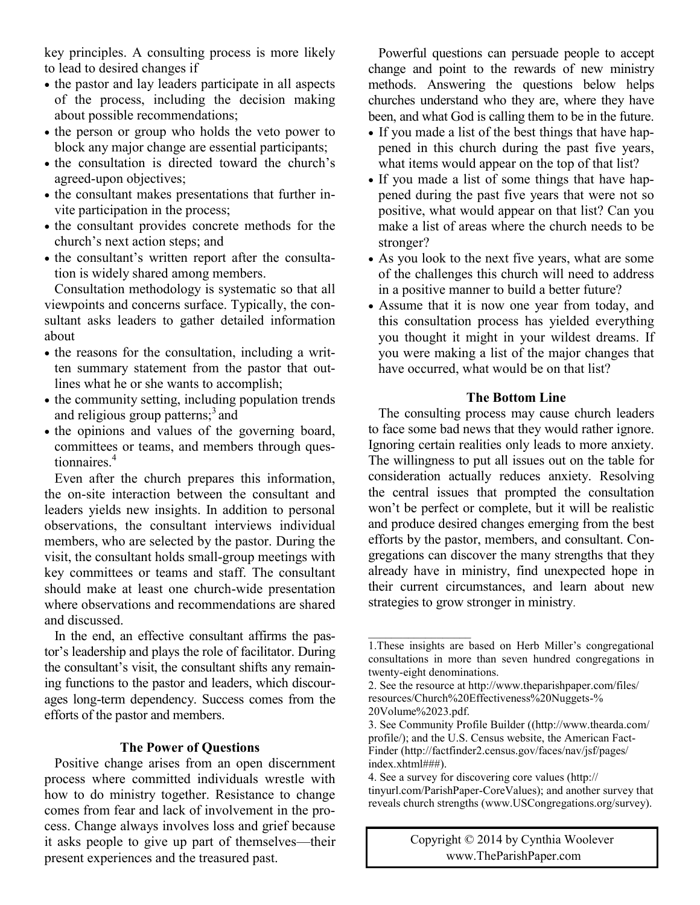key principles. A consulting process is more likely to lead to desired changes if

- the pastor and lay leaders participate in all aspects of the process, including the decision making about possible recommendations;
- the person or group who holds the veto power to block any major change are essential participants;
- the consultation is directed toward the church's agreed-upon objectives;
- the consultant makes presentations that further invite participation in the process;
- the consultant provides concrete methods for the church's next action steps; and
- the consultant's written report after the consultation is widely shared among members.

Consultation methodology is systematic so that all viewpoints and concerns surface. Typically, the consultant asks leaders to gather detailed information about

- the reasons for the consultation, including a written summary statement from the pastor that outlines what he or she wants to accomplish;
- the community setting, including population trends and religious group patterns;[3] and
- the opinions and values of the governing board, committees or teams, and members through questionnaires.[4]

Even after the church prepares this information, the on-site interaction between the consultant and leaders yields new insights. In addition to personal observations, the consultant interviews individual members, who are selected by the pastor. During the visit, the consultant holds small-group meetings with key committees or teams and staff. The consultant should make at least one church-wide presentation where observations and recommendations are shared and discussed.

In the end, an effective consultant affirms the pastor's leadership and plays the role of facilitator. During the consultant's visit, the consultant shifts any remaining functions to the pastor and leaders, which discourages long-term dependency. Success comes from the efforts of the pastor and members.

### The Power of Questions

Positive change arises from an open discernment process where committed individuals wrestle with how to do ministry together. Resistance to change comes from fear and lack of involvement in the process. Change always involves loss and grief because it asks people to give up part of themselves—their present experiences and the treasured past.

Powerful questions can persuade people to accept change and point to the rewards of new ministry methods. Answering the questions below helps churches understand who they are, where they have been, and what God is calling them to be in the future.

- If you made a list of the best things that have happened in this church during the past five years, what items would appear on the top of that list?
- If you made a list of some things that have happened during the past five years that were not so positive, what would appear on that list? Can you make a list of areas where the church needs to be stronger?
- As you look to the next five years, what are some of the challenges this church will need to address in a positive manner to build a better future?
- Assume that it is now one year from today, and this consultation process has yielded everything you thought it might in your wildest dreams. If you were making a list of the major changes that have occurred, what would be on that list?

### The Bottom Line

The consulting process may cause church leaders to face some bad news that they would rather ignore. Ignoring certain realities only leads to more anxiety. The willingness to put all issues out on the table for consideration actually reduces anxiety. Resolving the central issues that prompted the consultation won't be perfect or complete, but it will be realistic and produce desired changes emerging from the best efforts by the pastor, members, and consultant. Congregations can discover the many strengths that they already have in ministry, find unexpected hope in their current circumstances, and learn about new strategies to grow stronger in ministry.

---

1. These insights are based on Herb Miller's congregational consultations in more than seven hundred congregations in twenty-eight denominations.
2. See the resource at http://www.theparishpaper.com/files/resources/Church%20Effectiveness%20Nuggets-%20Volume%2023.pdf.
3. See Community Profile Builder ((http://www.thearda.com/profile/); and the U.S. Census website, the American FactFinder (http://factfinder2.census.gov/faces/nav/jsf/pages/index.xhtml###).
4. See a survey for discovering core values (http://tinyurl.com/ParishPaper-CoreValues); and another survey that reveals church strengths (www.USCongregations.org/survey).

Copyright © 2014 by Cynthia Woolever
www.TheParishPaper.com